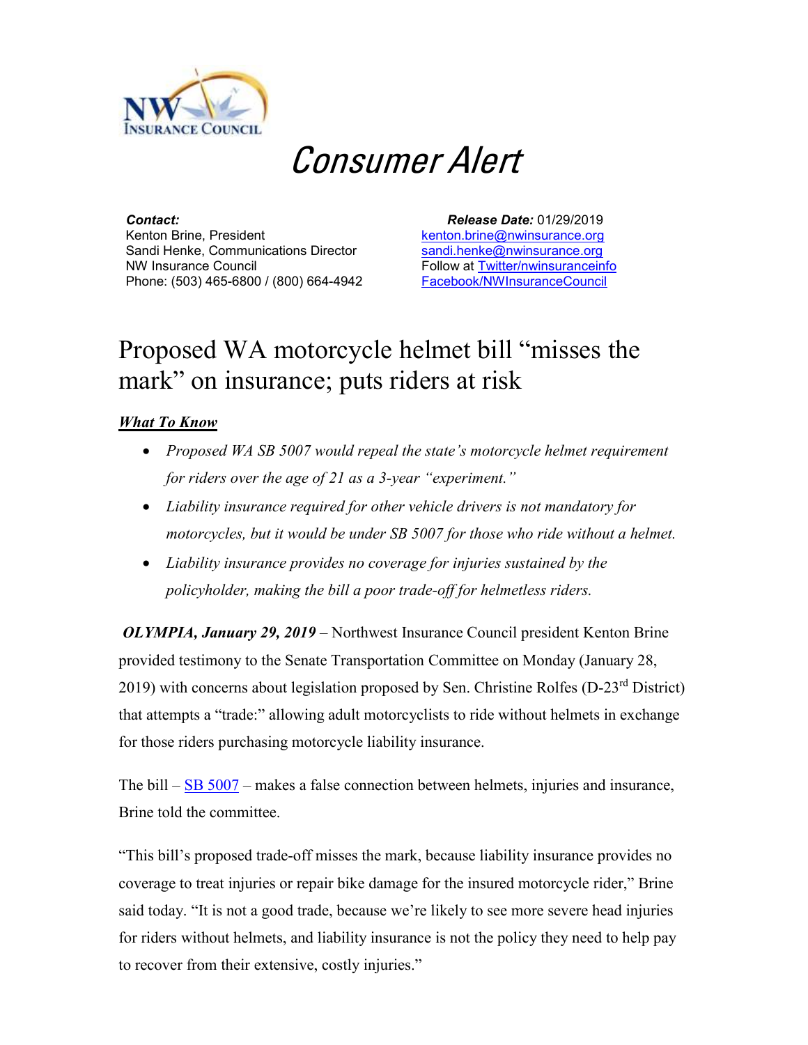NW Insurance Council

# Consumer Alert

***Contact:***
Kenton Brine, President
Sandi Henke, Communications Director
NW Insurance Council
Phone: (503) 465-6800 / (800) 664-4942

***Release Date:*** 01/29/2019
kenton.brine@nwinsurance.org
sandi.henke@nwinsurance.org
Follow at Twitter/nwinsuranceinfo
Facebook/NWInsuranceCouncil

## Proposed WA motorcycle helmet bill "misses the mark" on insurance; puts riders at risk

***What To Know***

- *Proposed WA SB 5007 would repeal the state's motorcycle helmet requirement for riders over the age of 21 as a 3-year "experiment."*
- *Liability insurance required for other vehicle drivers is not mandatory for motorcycles, but it would be under SB 5007 for those who ride without a helmet.*
- *Liability insurance provides no coverage for injuries sustained by the policyholder, making the bill a poor trade-off for helmetless riders.*

***OLYMPIA, January 29, 2019*** – Northwest Insurance Council president Kenton Brine provided testimony to the Senate Transportation Committee on Monday (January 28, 2019) with concerns about legislation proposed by Sen. Christine Rolfes (D-23rd District) that attempts a "trade:" allowing adult motorcyclists to ride without helmets in exchange for those riders purchasing motorcycle liability insurance.

The bill – SB 5007 – makes a false connection between helmets, injuries and insurance, Brine told the committee.

"This bill's proposed trade-off misses the mark, because liability insurance provides no coverage to treat injuries or repair bike damage for the insured motorcycle rider," Brine said today. "It is not a good trade, because we're likely to see more severe head injuries for riders without helmets, and liability insurance is not the policy they need to help pay to recover from their extensive, costly injuries."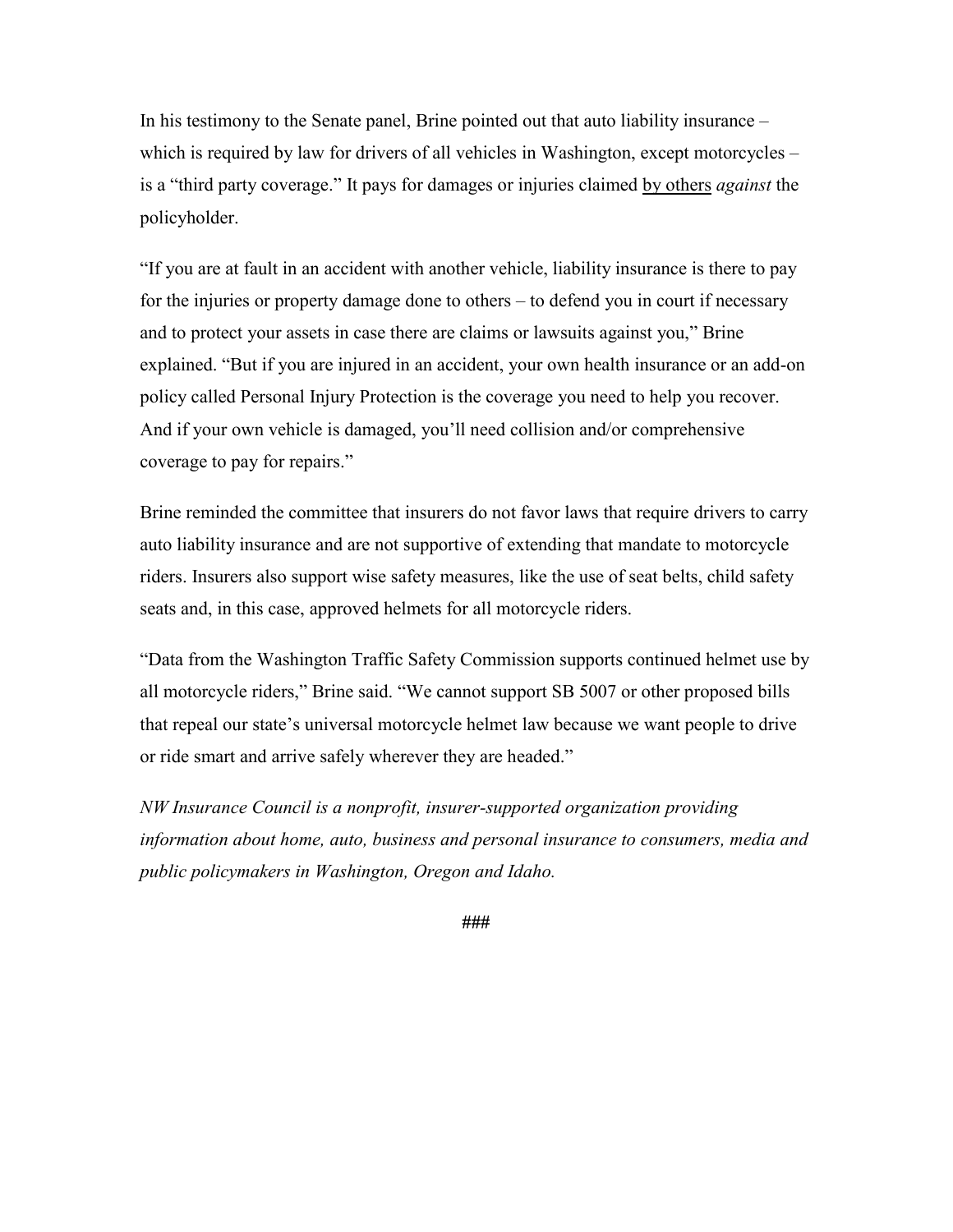In his testimony to the Senate panel, Brine pointed out that auto liability insurance – which is required by law for drivers of all vehicles in Washington, except motorcycles – is a "third party coverage." It pays for damages or injuries claimed <u>by others</u> *against* the policyholder.

"If you are at fault in an accident with another vehicle, liability insurance is there to pay for the injuries or property damage done to others – to defend you in court if necessary and to protect your assets in case there are claims or lawsuits against you," Brine explained. "But if you are injured in an accident, your own health insurance or an add-on policy called Personal Injury Protection is the coverage you need to help you recover. And if your own vehicle is damaged, you'll need collision and/or comprehensive coverage to pay for repairs."

Brine reminded the committee that insurers do not favor laws that require drivers to carry auto liability insurance and are not supportive of extending that mandate to motorcycle riders. Insurers also support wise safety measures, like the use of seat belts, child safety seats and, in this case, approved helmets for all motorcycle riders.

"Data from the Washington Traffic Safety Commission supports continued helmet use by all motorcycle riders," Brine said. "We cannot support SB 5007 or other proposed bills that repeal our state's universal motorcycle helmet law because we want people to drive or ride smart and arrive safely wherever they are headed."

*NW Insurance Council is a nonprofit, insurer-supported organization providing information about home, auto, business and personal insurance to consumers, media and public policymakers in Washington, Oregon and Idaho.*

###